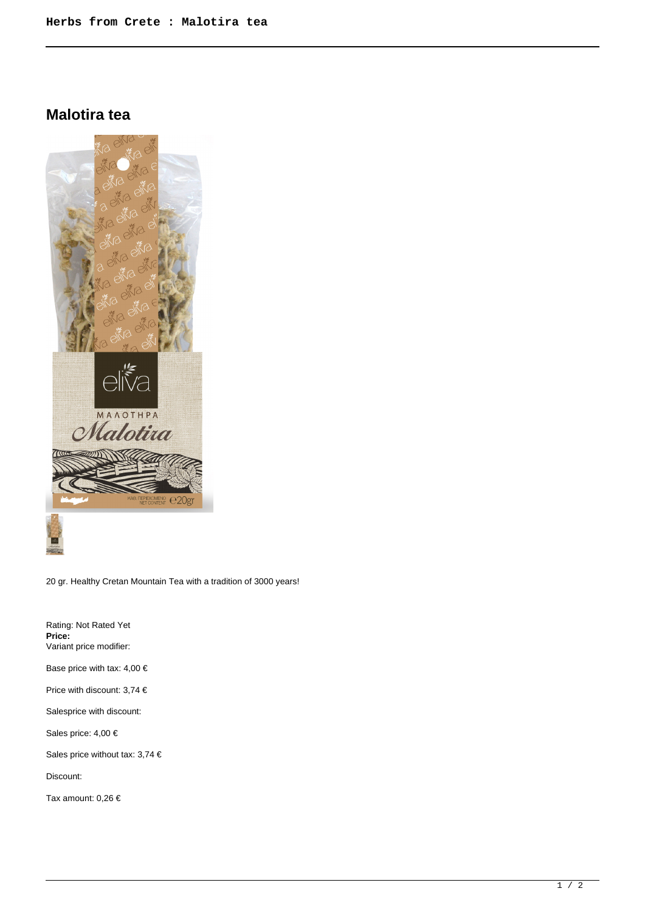# Malotira tea

20 gr. Healthy Cretan Mountain Tea with a tradition of 3000 years!

Rating: Not Rated Yet
**Price:**
Variant price modifier:

Base price with tax: 4,00 €

Price with discount: 3,74 €

Salesprice with discount:

Sales price: 4,00 €

Sales price without tax: 3,74 €

Discount:

Tax amount: 0,26 €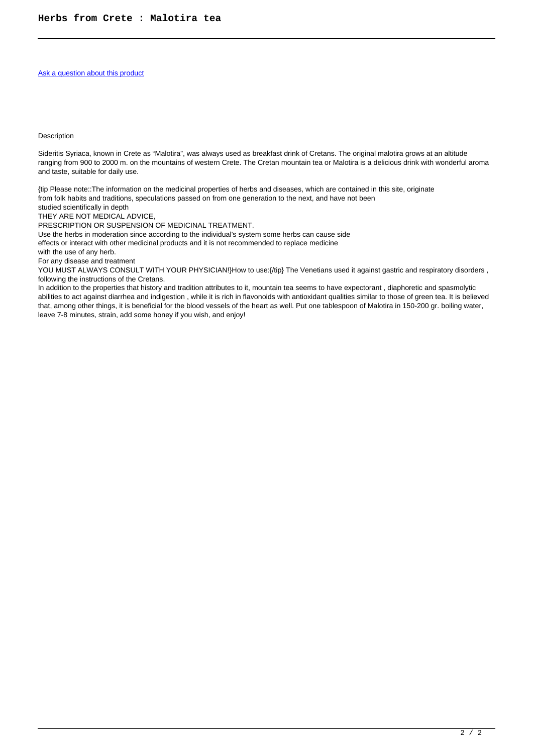# Herbs from Crete : Malotira tea

[Ask a question about this product]

Description

Sideritis Syriaca, known in Crete as "Malotira", was always used as breakfast drink of Cretans. The original malotira grows at an altitude ranging from 900 to 2000 m. on the mountains of western Crete. The Cretan mountain tea or Malotira is a delicious drink with wonderful aroma and taste, suitable for daily use.

{tip Please note::The information on the medicinal properties of herbs and diseases, which are contained in this site, originate
from folk habits and traditions, speculations passed on from one generation to the next, and have not been
studied scientifically in depth
THEY ARE NOT MEDICAL ADVICE,
PRESCRIPTION OR SUSPENSION OF MEDICINAL TREATMENT.
Use the herbs in moderation since according to the individual's system some herbs can cause side
effects or interact with other medicinal products and it is not recommended to replace medicine
with the use of any herb.
For any disease and treatment
YOU MUST ALWAYS CONSULT WITH YOUR PHYSICIAN!}How to use:{/tip} The Venetians used it against gastric and respiratory disorders , following the instructions of the Cretans.
In addition to the properties that history and tradition attributes to it, mountain tea seems to have expectorant , diaphoretic and spasmolytic abilities to act against diarrhea and indigestion , while it is rich in flavonoids with antioxidant qualities similar to those of green tea. It is believed that, among other things, it is beneficial for the blood vessels of the heart as well. Put one tablespoon of Malotira in 150-200 gr. boiling water, leave 7-8 minutes, strain, add some honey if you wish, and enjoy!